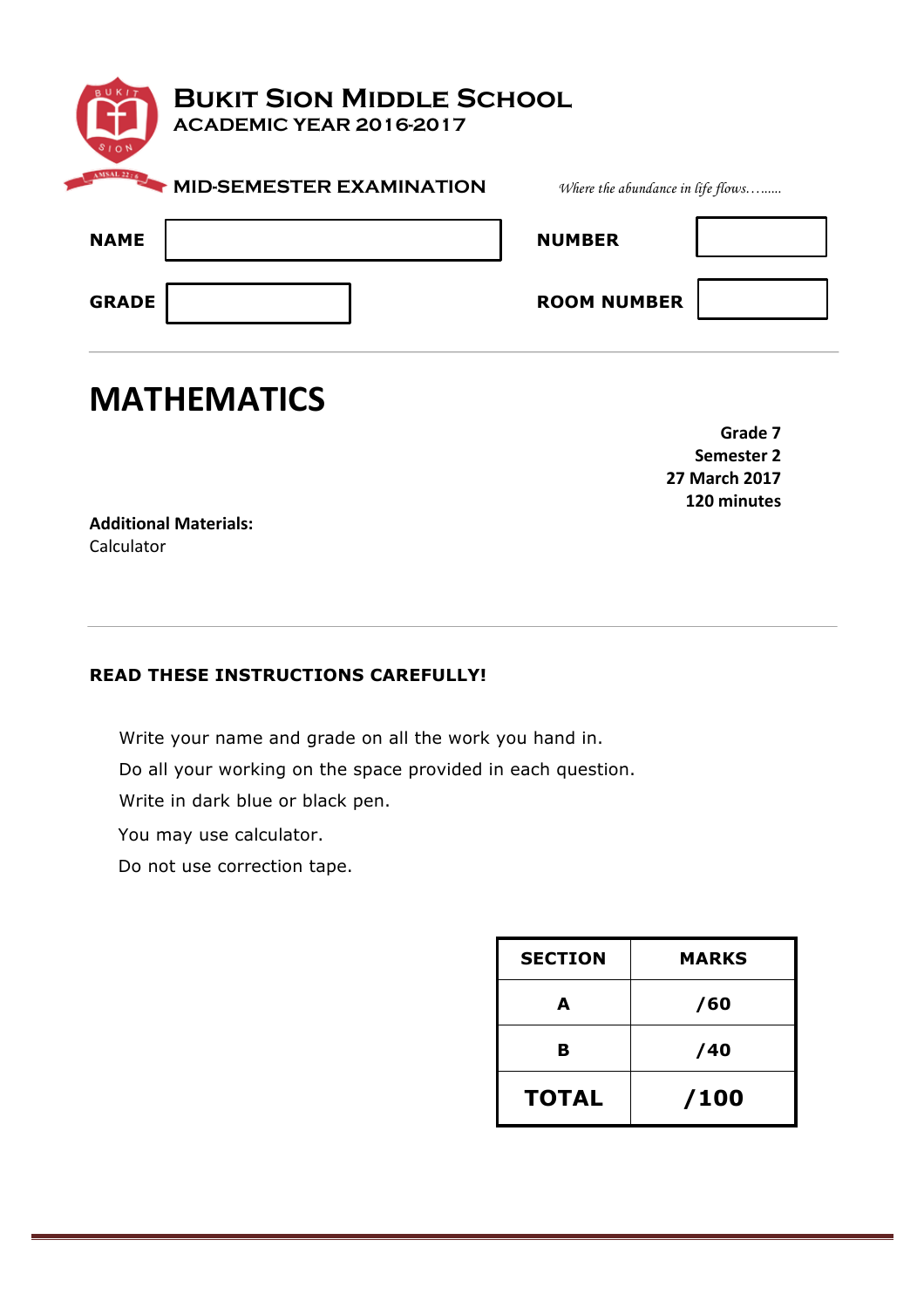# Bukit Sion Middle School

**ACADEMIC YEAR 2016-2017**

**MID-SEMESTER EXAMINATION**

*Where the abundance in life flows……..*

| | | | |
|---|---|---|---|
| **NAME** | | **NUMBER** | |
| **GRADE** | | **ROOM NUMBER** | |

# MATHEMATICS

**Grade 7**
**Semester 2**
**27 March 2017**
**120 minutes**

**Additional Materials:**
Calculator

**READ THESE INSTRUCTIONS CAREFULLY!**

Write your name and grade on all the work you hand in.
Do all your working on the space provided in each question.
Write in dark blue or black pen.
You may use calculator.
Do not use correction tape.

| SECTION | MARKS |
|---|---|
| A | /60 |
| B | /40 |
| **TOTAL** | **/100** |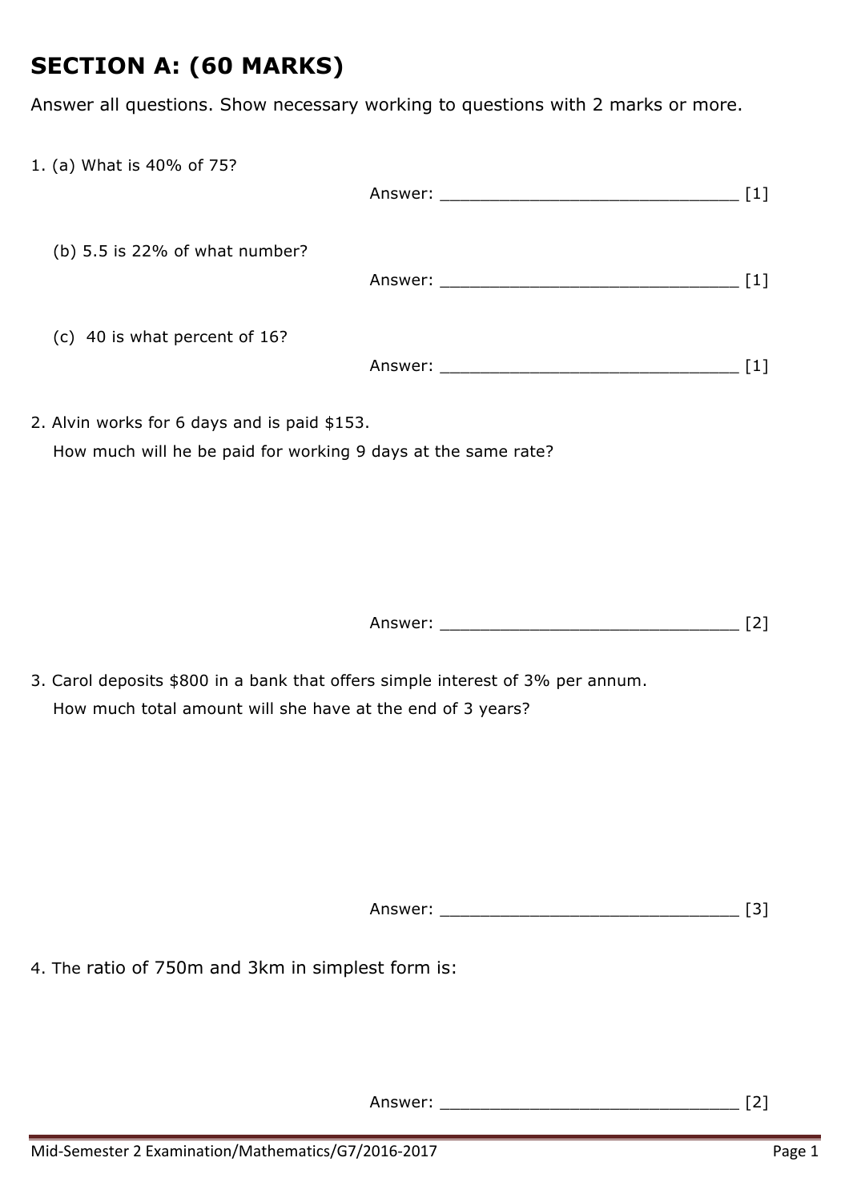# SECTION A: (60 MARKS)

Answer all questions. Show necessary working to questions with 2 marks or more.

1. (a) What is 40% of 75?

Answer: ______________________________ [1]

(b) 5.5 is 22% of what number?

Answer: ______________________________ [1]

(c) 40 is what percent of 16?

Answer: ______________________________ [1]

2. Alvin works for 6 days and is paid $153.
   How much will he be paid for working 9 days at the same rate?

Answer: ______________________________ [2]

3. Carol deposits $800 in a bank that offers simple interest of 3% per annum.
   How much total amount will she have at the end of 3 years?

Answer: ______________________________ [3]

4. The ratio of 750m and 3km in simplest form is:

Answer: ______________________________ [2]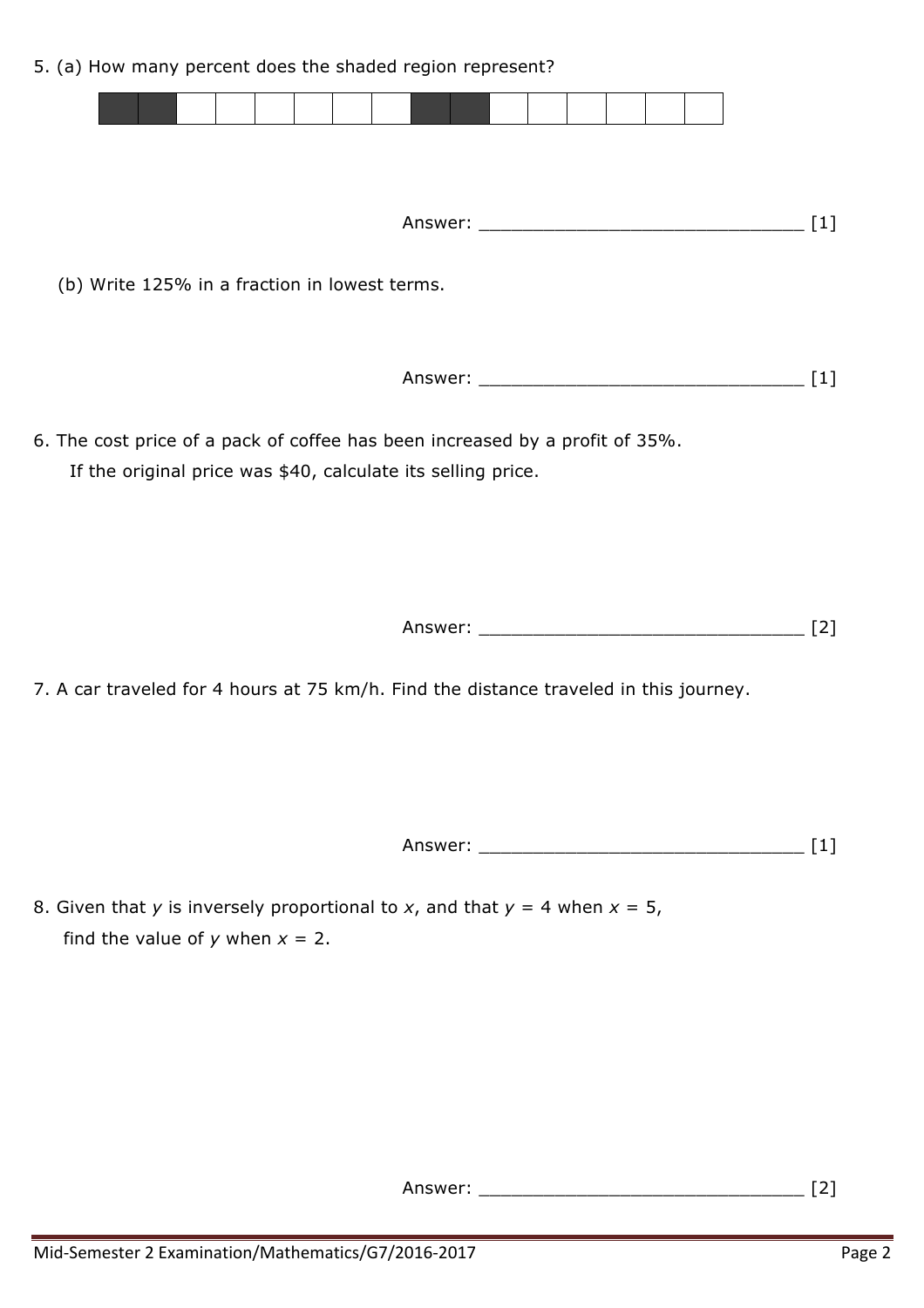5. (a) How many percent does the shaded region represent?

Answer: ______________________________ [1]

(b) Write 125% in a fraction in lowest terms.

Answer: ______________________________ [1]

6. The cost price of a pack of coffee has been increased by a profit of 35%.
   If the original price was $40, calculate its selling price.

Answer: ______________________________ [2]

7. A car traveled for 4 hours at 75 km/h. Find the distance traveled in this journey.

Answer: ______________________________ [1]

8. Given that $y$ is inversely proportional to $x$, and that $y = 4$ when $x = 5$,
   find the value of $y$ when $x = 2$.

Answer: ______________________________ [2]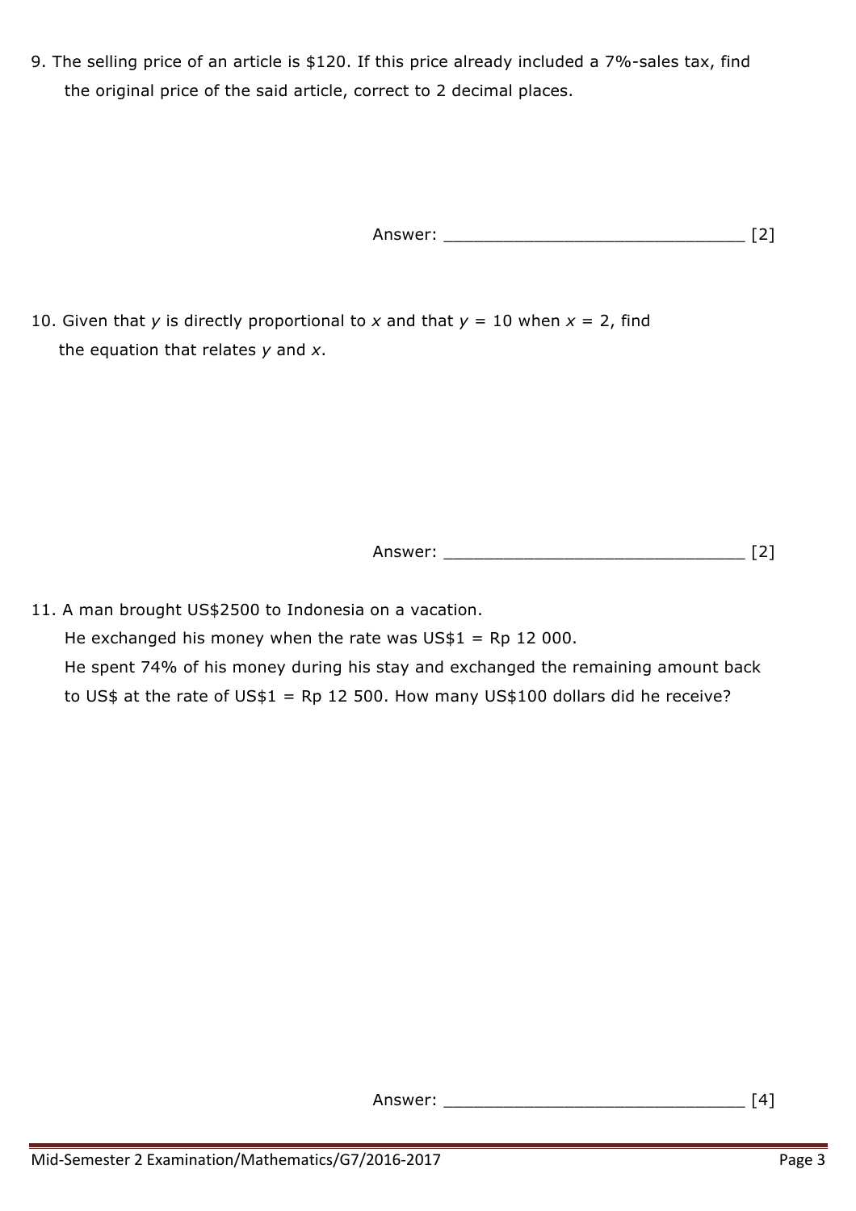9. The selling price of an article is \$120. If this price already included a 7%-sales tax, find the original price of the said article, correct to 2 decimal places.

Answer: ______________________________ [2]

10. Given that $y$ is directly proportional to $x$ and that $y = 10$ when $x = 2$, find the equation that relates $y$ and $x$.

Answer: ______________________________ [2]

11. A man brought US\$2500 to Indonesia on a vacation.
He exchanged his money when the rate was US\$1 = Rp 12 000.
He spent 74% of his money during his stay and exchanged the remaining amount back to US\$ at the rate of US\$1 = Rp 12 500. How many US\$100 dollars did he receive?

Answer: ______________________________ [4]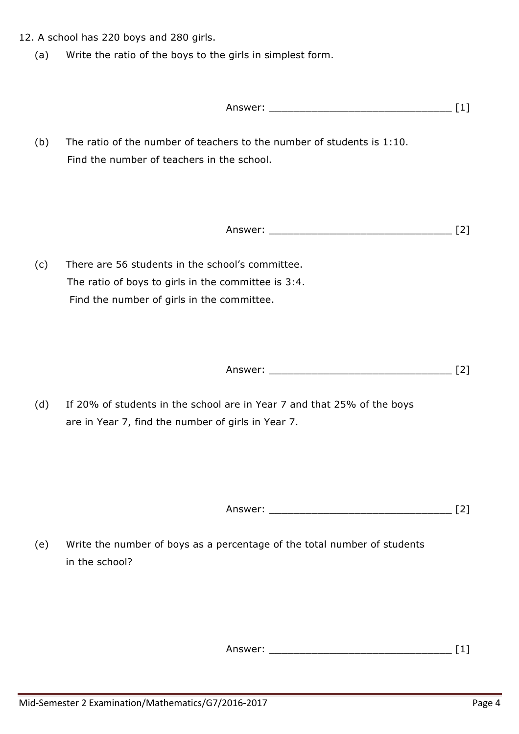12. A school has 220 boys and 280 girls.

   (a) Write the ratio of the boys to the girls in simplest form.

   Answer: ______________________________ [1]

   (b) The ratio of the number of teachers to the number of students is 1:10.
   Find the number of teachers in the school.

   Answer: ______________________________ [2]

   (c) There are 56 students in the school's committee.
   The ratio of boys to girls in the committee is 3:4.
   Find the number of girls in the committee.

   Answer: ______________________________ [2]

   (d) If 20% of students in the school are in Year 7 and that 25% of the boys are in Year 7, find the number of girls in Year 7.

   Answer: ______________________________ [2]

   (e) Write the number of boys as a percentage of the total number of students in the school?

   Answer: ______________________________ [1]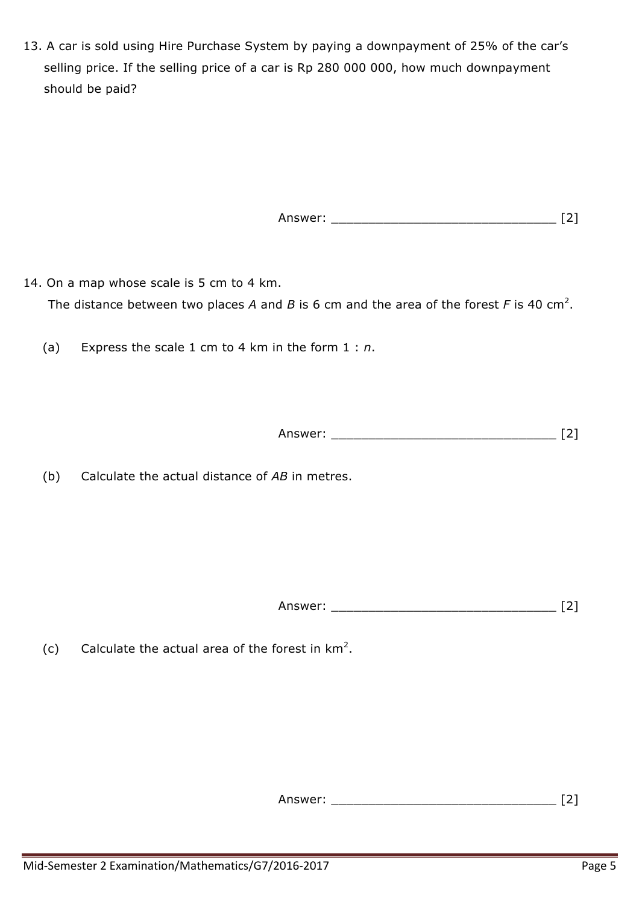13. A car is sold using Hire Purchase System by paying a downpayment of 25% of the car's selling price. If the selling price of a car is Rp 280 000 000, how much downpayment should be paid?

Answer: ______________________________ [2]

14. On a map whose scale is 5 cm to 4 km.
The distance between two places *A* and *B* is 6 cm and the area of the forest *F* is 40 $cm^2$.

(a) Express the scale 1 cm to 4 km in the form 1 : *n*.

Answer: ______________________________ [2]

(b) Calculate the actual distance of *AB* in metres.

Answer: ______________________________ [2]

(c) Calculate the actual area of the forest in $km^2$.

Answer: ______________________________ [2]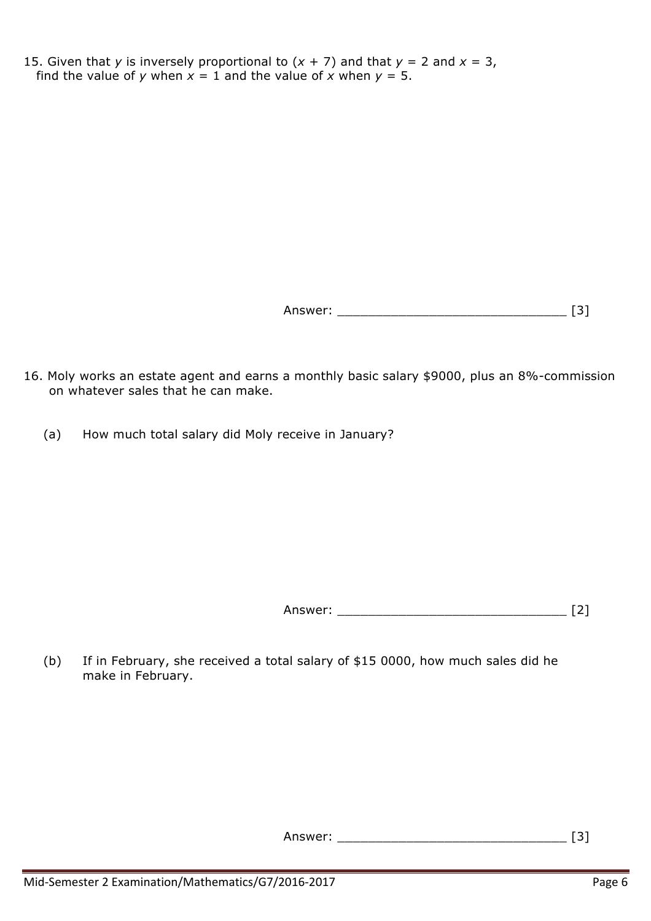15. Given that $y$ is inversely proportional to $(x + 7)$ and that $y = 2$ and $x = 3$, find the value of $y$ when $x = 1$ and the value of $x$ when $y = 5$.

Answer: ______________________________ [3]

16. Moly works an estate agent and earns a monthly basic salary \$9000, plus an 8%-commission on whatever sales that he can make.

(a) How much total salary did Moly receive in January?

Answer: ______________________________ [2]

(b) If in February, she received a total salary of \$15 0000, how much sales did he make in February.

Answer: ______________________________ [3]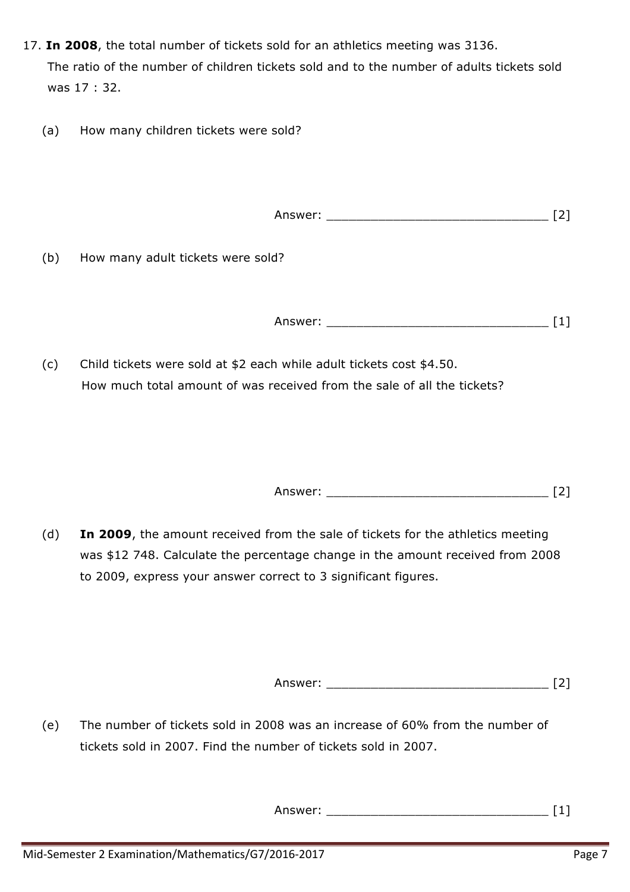17. **In 2008**, the total number of tickets sold for an athletics meeting was 3136.
The ratio of the number of children tickets sold and to the number of adults tickets sold was 17 : 32.

(a) How many children tickets were sold?

Answer: ______________________________ [2]

(b) How many adult tickets were sold?

Answer: ______________________________ [1]

(c) Child tickets were sold at $2 each while adult tickets cost $4.50.
How much total amount of was received from the sale of all the tickets?

Answer: ______________________________ [2]

(d) **In 2009**, the amount received from the sale of tickets for the athletics meeting was $12 748. Calculate the percentage change in the amount received from 2008 to 2009, express your answer correct to 3 significant figures.

Answer: ______________________________ [2]

(e) The number of tickets sold in 2008 was an increase of 60% from the number of tickets sold in 2007. Find the number of tickets sold in 2007.

Answer: ______________________________ [1]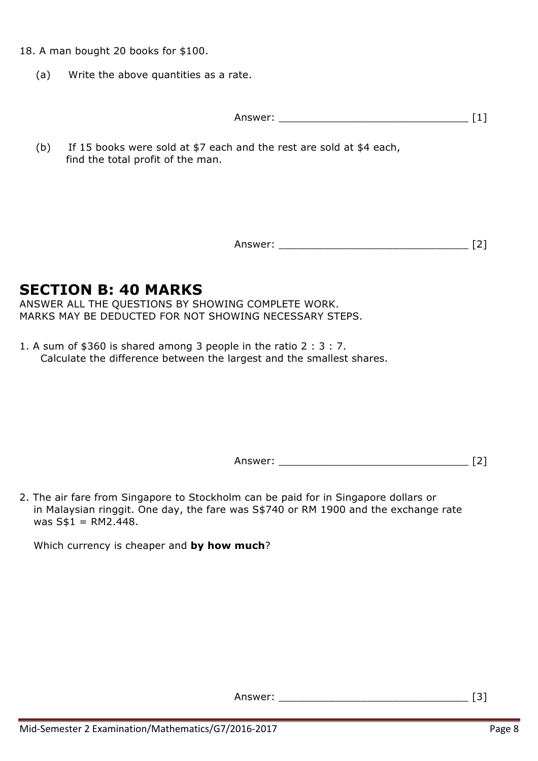18. A man bought 20 books for \$100.

(a) Write the above quantities as a rate.

Answer: ______________________________ [1]

(b) If 15 books were sold at \$7 each and the rest are sold at \$4 each, find the total profit of the man.

Answer: ______________________________ [2]

## SECTION B: 40 MARKS

ANSWER ALL THE QUESTIONS BY SHOWING COMPLETE WORK.
MARKS MAY BE DEDUCTED FOR NOT SHOWING NECESSARY STEPS.

1. A sum of \$360 is shared among 3 people in the ratio 2 : 3 : 7.
Calculate the difference between the largest and the smallest shares.

Answer: ______________________________ [2]

2. The air fare from Singapore to Stockholm can be paid for in Singapore dollars or in Malaysian ringgit. One day, the fare was S\$740 or RM 1900 and the exchange rate was S\$1 = RM2.448.

Which currency is cheaper and **by how much**?

Answer: ______________________________ [3]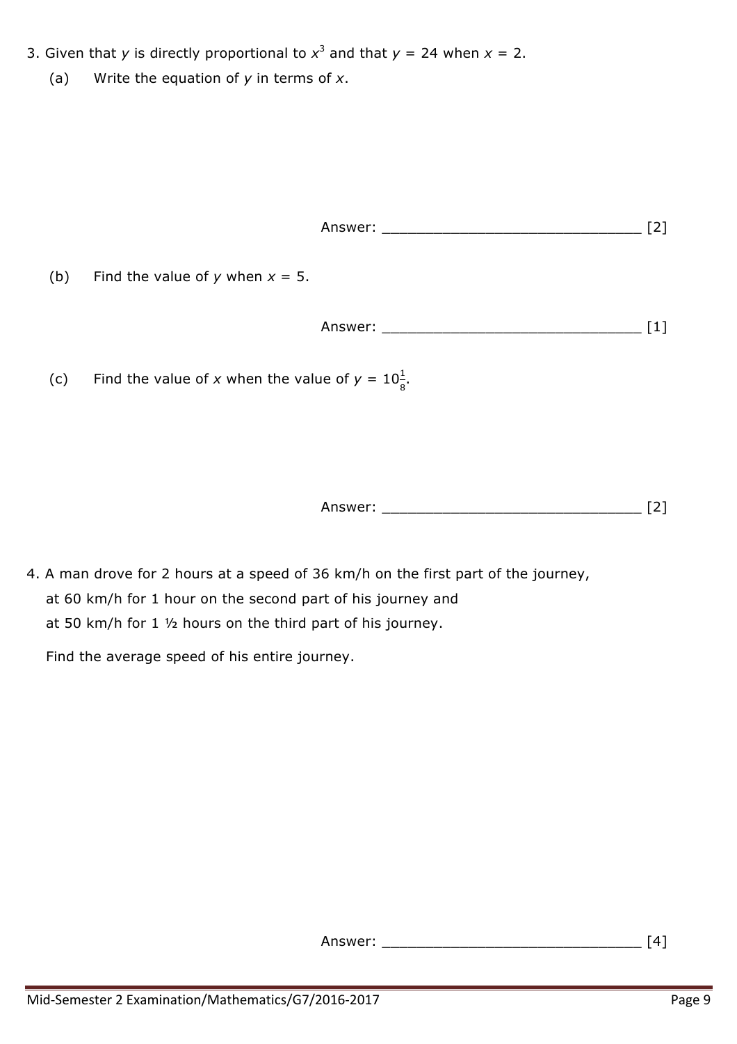3. Given that $y$ is directly proportional to $x^3$ and that $y = 24$ when $x = 2$.

   (a) Write the equation of $y$ in terms of $x$.

   Answer: ______________________________ [2]

   (b) Find the value of $y$ when $x = 5$.

   Answer: ______________________________ [1]

   (c) Find the value of $x$ when the value of $y = 10\frac{1}{8}$.

   Answer: ______________________________ [2]

4. A man drove for 2 hours at a speed of 36 km/h on the first part of the journey, at 60 km/h for 1 hour on the second part of his journey and at 50 km/h for 1 ½ hours on the third part of his journey.

   Find the average speed of his entire journey.

   Answer: ______________________________ [4]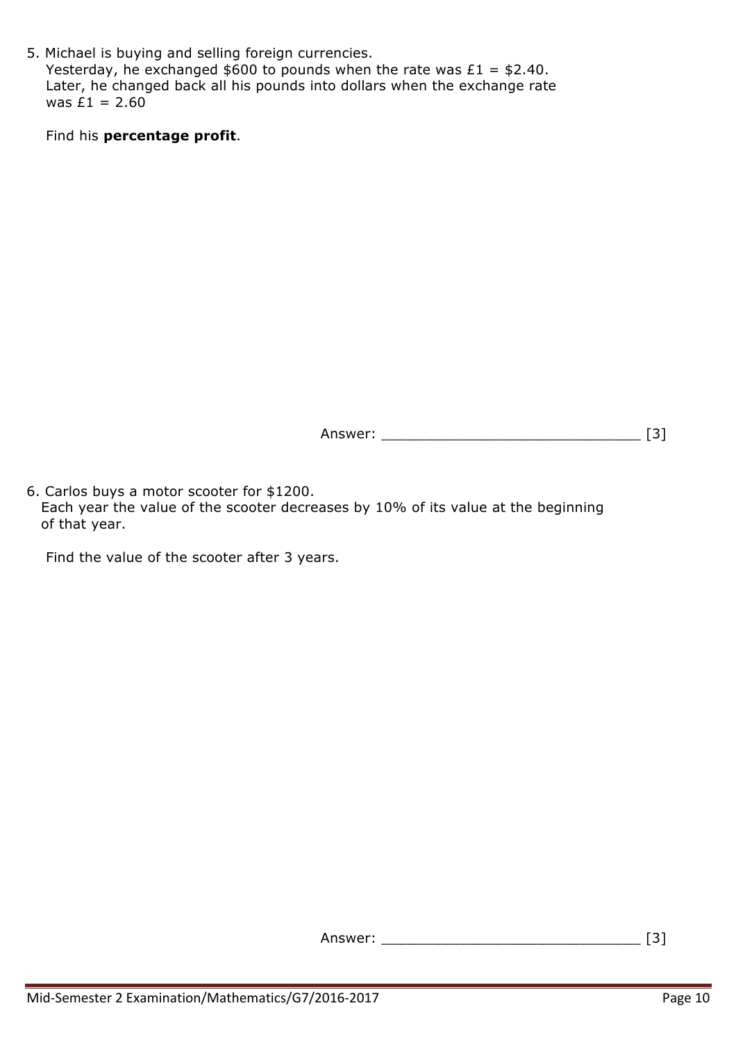5. Michael is buying and selling foreign currencies.
Yesterday, he exchanged \$600 to pounds when the rate was £1 = \$2.40.
Later, he changed back all his pounds into dollars when the exchange rate was £1 = 2.60

Find his **percentage profit**.

Answer: ______________________________ [3]

6. Carlos buys a motor scooter for \$1200.
Each year the value of the scooter decreases by 10% of its value at the beginning of that year.

Find the value of the scooter after 3 years.

Answer: ______________________________ [3]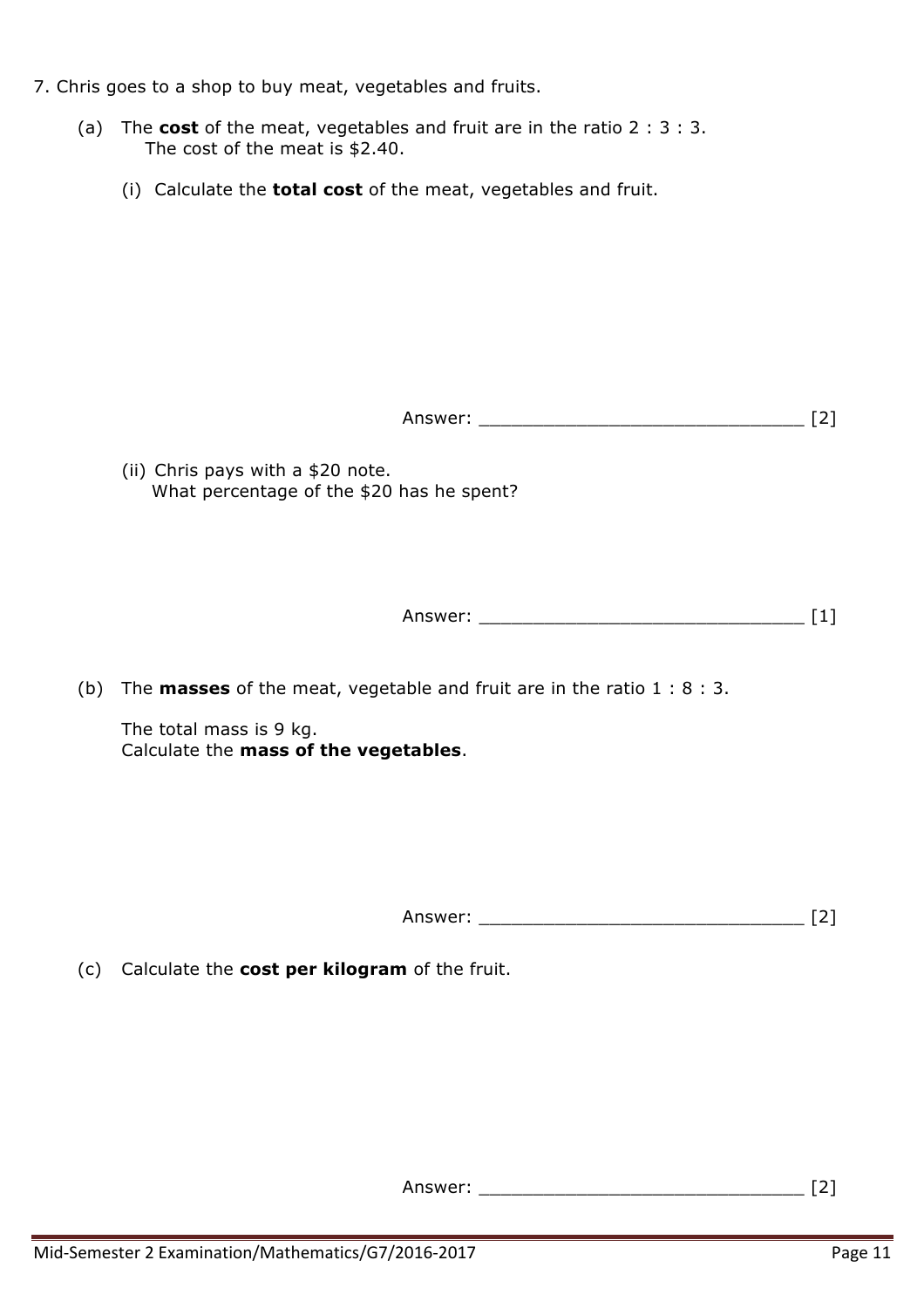7. Chris goes to a shop to buy meat, vegetables and fruits.

(a) The **cost** of the meat, vegetables and fruit are in the ratio 2 : 3 : 3.
The cost of the meat is $2.40.

(i) Calculate the **total cost** of the meat, vegetables and fruit.

Answer: ______________________________ [2]

(ii) Chris pays with a $20 note.
What percentage of the $20 has he spent?

Answer: ______________________________ [1]

(b) The **masses** of the meat, vegetable and fruit are in the ratio 1 : 8 : 3.

The total mass is 9 kg.
Calculate the **mass of the vegetables**.

Answer: ______________________________ [2]

(c) Calculate the **cost per kilogram** of the fruit.

Answer: ______________________________ [2]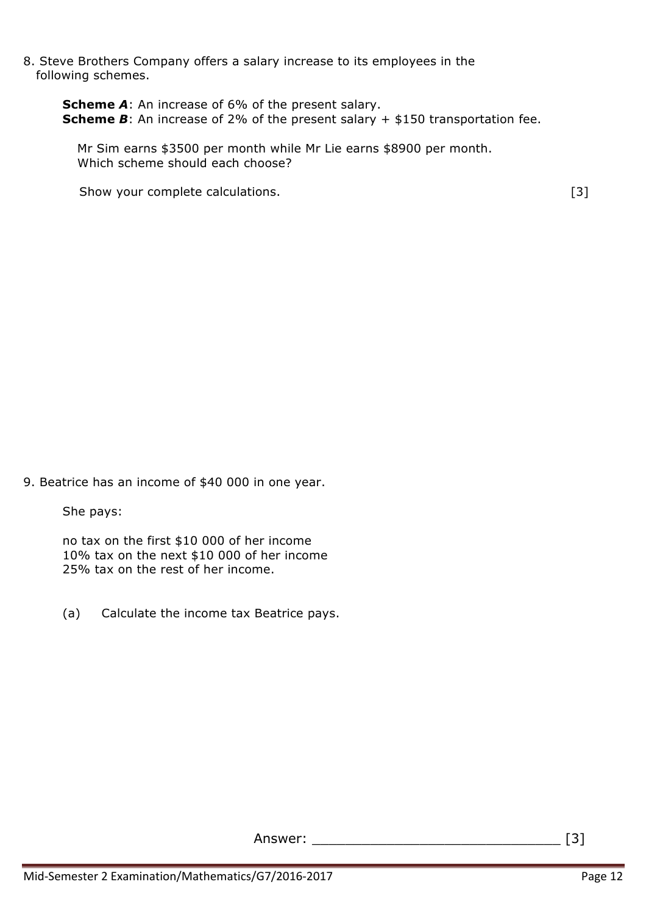8. Steve Brothers Company offers a salary increase to its employees in the following schemes.

**Scheme *A***: An increase of 6% of the present salary.
**Scheme *B***: An increase of 2% of the present salary + $150 transportation fee.

Mr Sim earns $3500 per month while Mr Lie earns $8900 per month.
Which scheme should each choose?

Show your complete calculations. [3]

9. Beatrice has an income of $40 000 in one year.

She pays:

no tax on the first $10 000 of her income
10% tax on the next $10 000 of her income
25% tax on the rest of her income.

(a) Calculate the income tax Beatrice pays.

Answer: ______________________________ [3]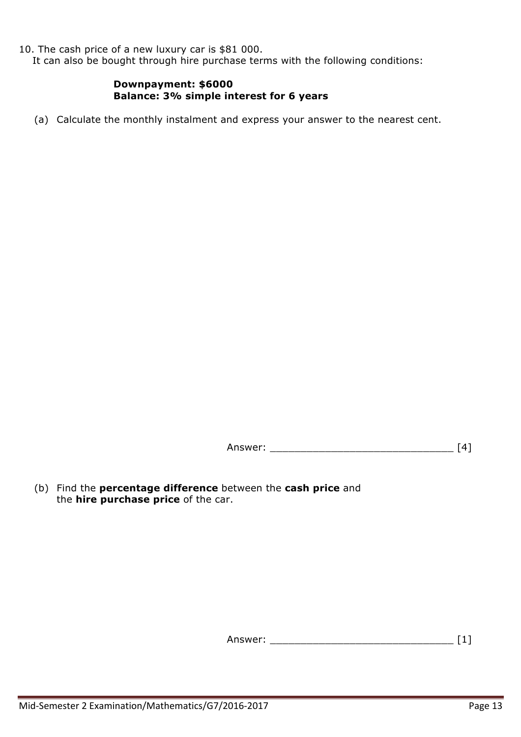10. The cash price of a new luxury car is $81 000.
It can also be bought through hire purchase terms with the following conditions:

**Downpayment: $6000**
**Balance: 3% simple interest for 6 years**

(a) Calculate the monthly instalment and express your answer to the nearest cent.

Answer: ______________________________ [4]

(b) Find the **percentage difference** between the **cash price** and the **hire purchase price** of the car.

Answer: ______________________________ [1]